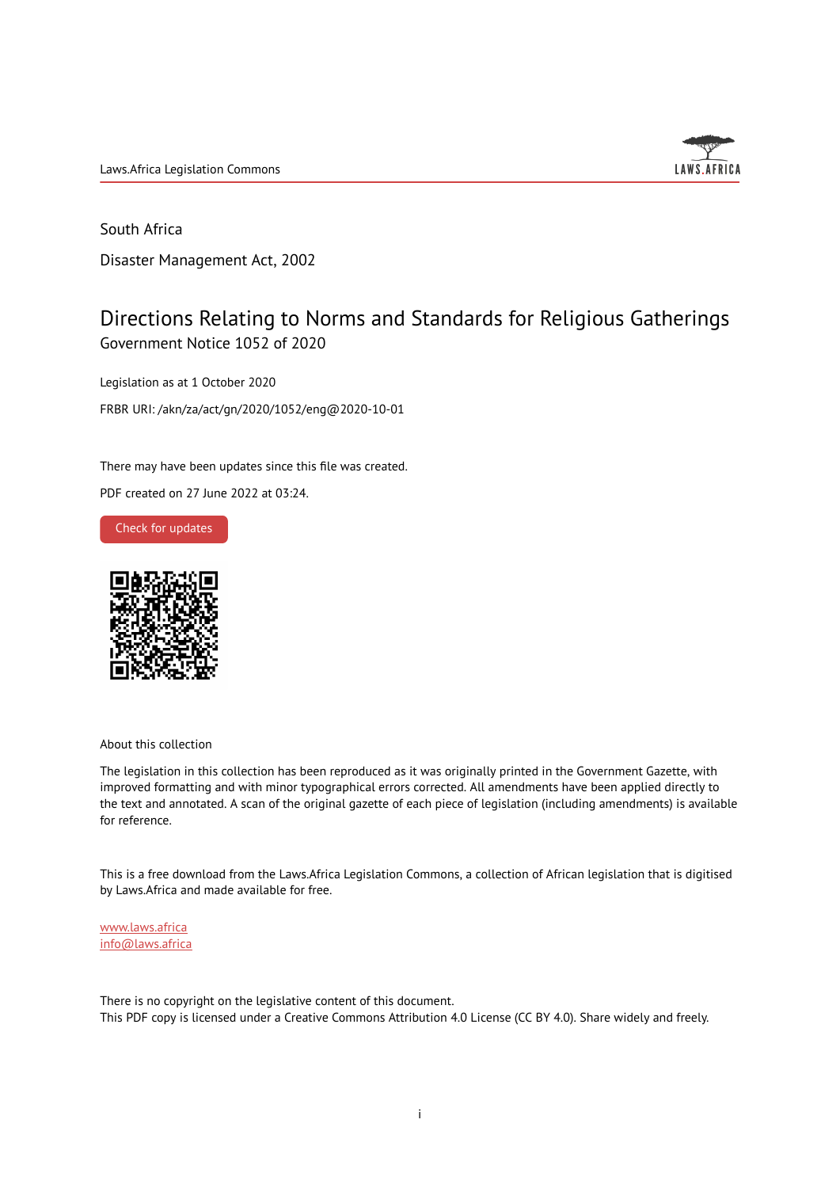Laws.Africa Legislation Commons

South Africa

Disaster Management Act, 2002

# Directions Relating to Norms and Standards for Religious Gatherings

Government Notice 1052 of 2020

Legislation as at 1 October 2020

FRBR URI: /akn/za/act/gn/2020/1052/eng@2020-10-01

There may have been updates since this file was created.

PDF created on 27 June 2022 at 03:24.

Check for updates

About this collection

The legislation in this collection has been reproduced as it was originally printed in the Government Gazette, with improved formatting and with minor typographical errors corrected. All amendments have been applied directly to the text and annotated. A scan of the original gazette of each piece of legislation (including amendments) is available for reference.

This is a free download from the Laws.Africa Legislation Commons, a collection of African legislation that is digitised by Laws.Africa and made available for free.

www.laws.africa
info@laws.africa

There is no copyright on the legislative content of this document.
This PDF copy is licensed under a Creative Commons Attribution 4.0 License (CC BY 4.0). Share widely and freely.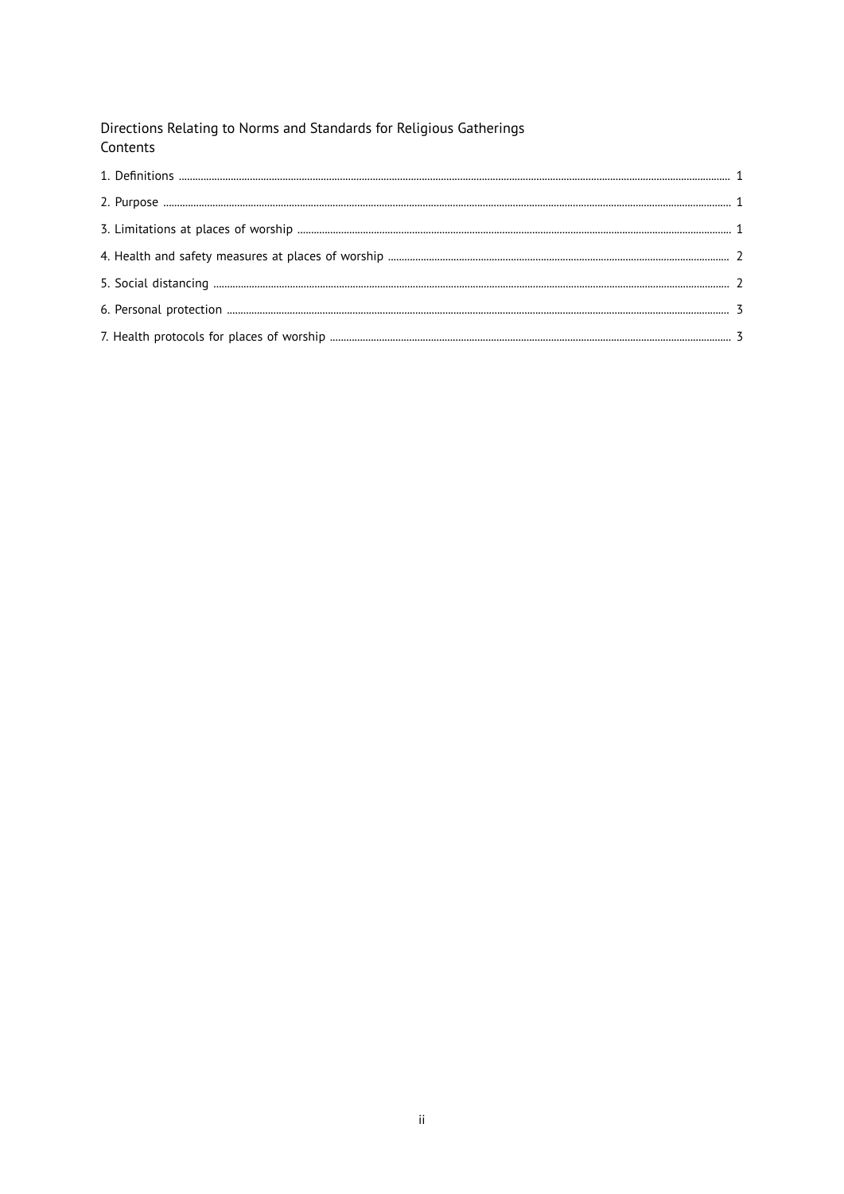Directions Relating to Norms and Standards for Religious Gatherings

Contents

1. Definitions ........ 1
2. Purpose ........ 1
3. Limitations at places of worship ........ 1
4. Health and safety measures at places of worship ........ 2
5. Social distancing ........ 2
6. Personal protection ........ 3
7. Health protocols for places of worship ........ 3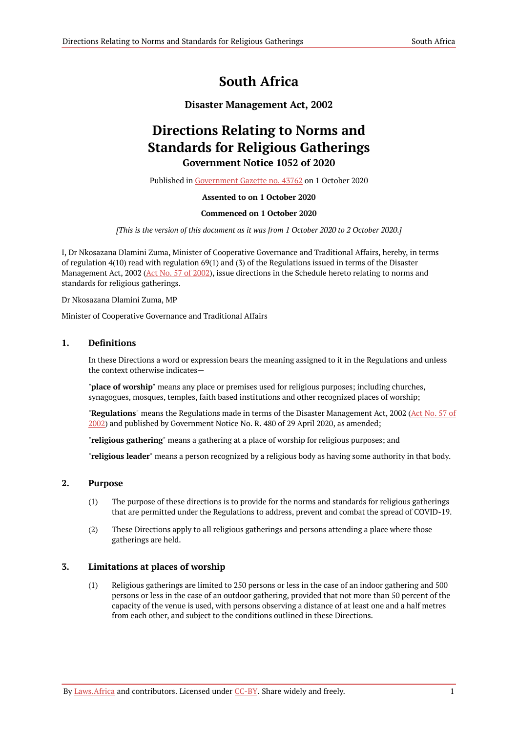# South Africa

### Disaster Management Act, 2002

# Directions Relating to Norms and Standards for Religious Gatherings

### Government Notice 1052 of 2020

Published in Government Gazette no. 43762 on 1 October 2020

**Assented to on 1 October 2020**

**Commenced on 1 October 2020**

*[This is the version of this document as it was from 1 October 2020 to 2 October 2020.]*

I, Dr Nkosazana Dlamini Zuma, Minister of Cooperative Governance and Traditional Affairs, hereby, in terms of regulation 4(10) read with regulation 69(1) and (3) of the Regulations issued in terms of the Disaster Management Act, 2002 (Act No. 57 of 2002), issue directions in the Schedule hereto relating to norms and standards for religious gatherings.

Dr Nkosazana Dlamini Zuma, MP

Minister of Cooperative Governance and Traditional Affairs

## 1. Definitions

In these Directions a word or expression bears the meaning assigned to it in the Regulations and unless the context otherwise indicates—

"**place of worship**" means any place or premises used for religious purposes; including churches, synagogues, mosques, temples, faith based institutions and other recognized places of worship;

"**Regulations**" means the Regulations made in terms of the Disaster Management Act, 2002 (Act No. 57 of 2002) and published by Government Notice No. R. 480 of 29 April 2020, as amended;

"**religious gathering**" means a gathering at a place of worship for religious purposes; and

"**religious leader**" means a person recognized by a religious body as having some authority in that body.

## 2. Purpose

(1) The purpose of these directions is to provide for the norms and standards for religious gatherings that are permitted under the Regulations to address, prevent and combat the spread of COVID-19.

(2) These Directions apply to all religious gatherings and persons attending a place where those gatherings are held.

## 3. Limitations at places of worship

(1) Religious gatherings are limited to 250 persons or less in the case of an indoor gathering and 500 persons or less in the case of an outdoor gathering, provided that not more than 50 percent of the capacity of the venue is used, with persons observing a distance of at least one and a half metres from each other, and subject to the conditions outlined in these Directions.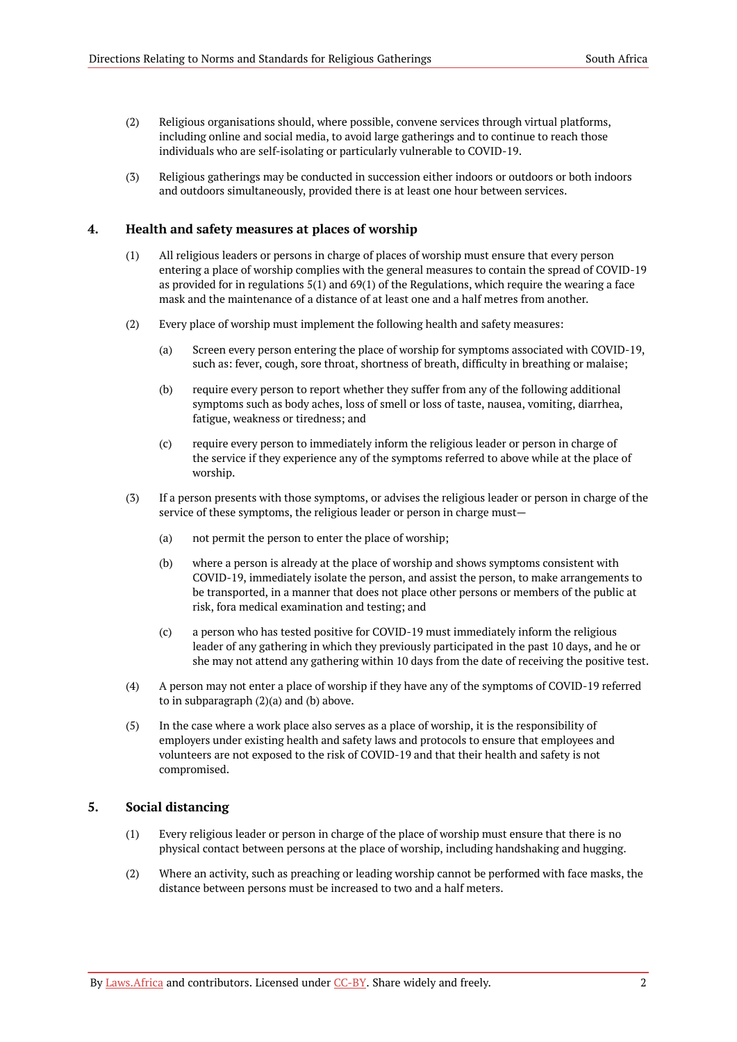(2) Religious organisations should, where possible, convene services through virtual platforms, including online and social media, to avoid large gatherings and to continue to reach those individuals who are self-isolating or particularly vulnerable to COVID-19.

(3) Religious gatherings may be conducted in succession either indoors or outdoors or both indoors and outdoors simultaneously, provided there is at least one hour between services.

## 4. Health and safety measures at places of worship

(1) All religious leaders or persons in charge of places of worship must ensure that every person entering a place of worship complies with the general measures to contain the spread of COVID-19 as provided for in regulations 5(1) and 69(1) of the Regulations, which require the wearing a face mask and the maintenance of a distance of at least one and a half metres from another.

(2) Every place of worship must implement the following health and safety measures:

(a) Screen every person entering the place of worship for symptoms associated with COVID-19, such as: fever, cough, sore throat, shortness of breath, difficulty in breathing or malaise;

(b) require every person to report whether they suffer from any of the following additional symptoms such as body aches, loss of smell or loss of taste, nausea, vomiting, diarrhea, fatigue, weakness or tiredness; and

(c) require every person to immediately inform the religious leader or person in charge of the service if they experience any of the symptoms referred to above while at the place of worship.

(3) If a person presents with those symptoms, or advises the religious leader or person in charge of the service of these symptoms, the religious leader or person in charge must—

(a) not permit the person to enter the place of worship;

(b) where a person is already at the place of worship and shows symptoms consistent with COVID-19, immediately isolate the person, and assist the person, to make arrangements to be transported, in a manner that does not place other persons or members of the public at risk, fora medical examination and testing; and

(c) a person who has tested positive for COVID-19 must immediately inform the religious leader of any gathering in which they previously participated in the past 10 days, and he or she may not attend any gathering within 10 days from the date of receiving the positive test.

(4) A person may not enter a place of worship if they have any of the symptoms of COVID-19 referred to in subparagraph (2)(a) and (b) above.

(5) In the case where a work place also serves as a place of worship, it is the responsibility of employers under existing health and safety laws and protocols to ensure that employees and volunteers are not exposed to the risk of COVID-19 and that their health and safety is not compromised.

## 5. Social distancing

(1) Every religious leader or person in charge of the place of worship must ensure that there is no physical contact between persons at the place of worship, including handshaking and hugging.

(2) Where an activity, such as preaching or leading worship cannot be performed with face masks, the distance between persons must be increased to two and a half meters.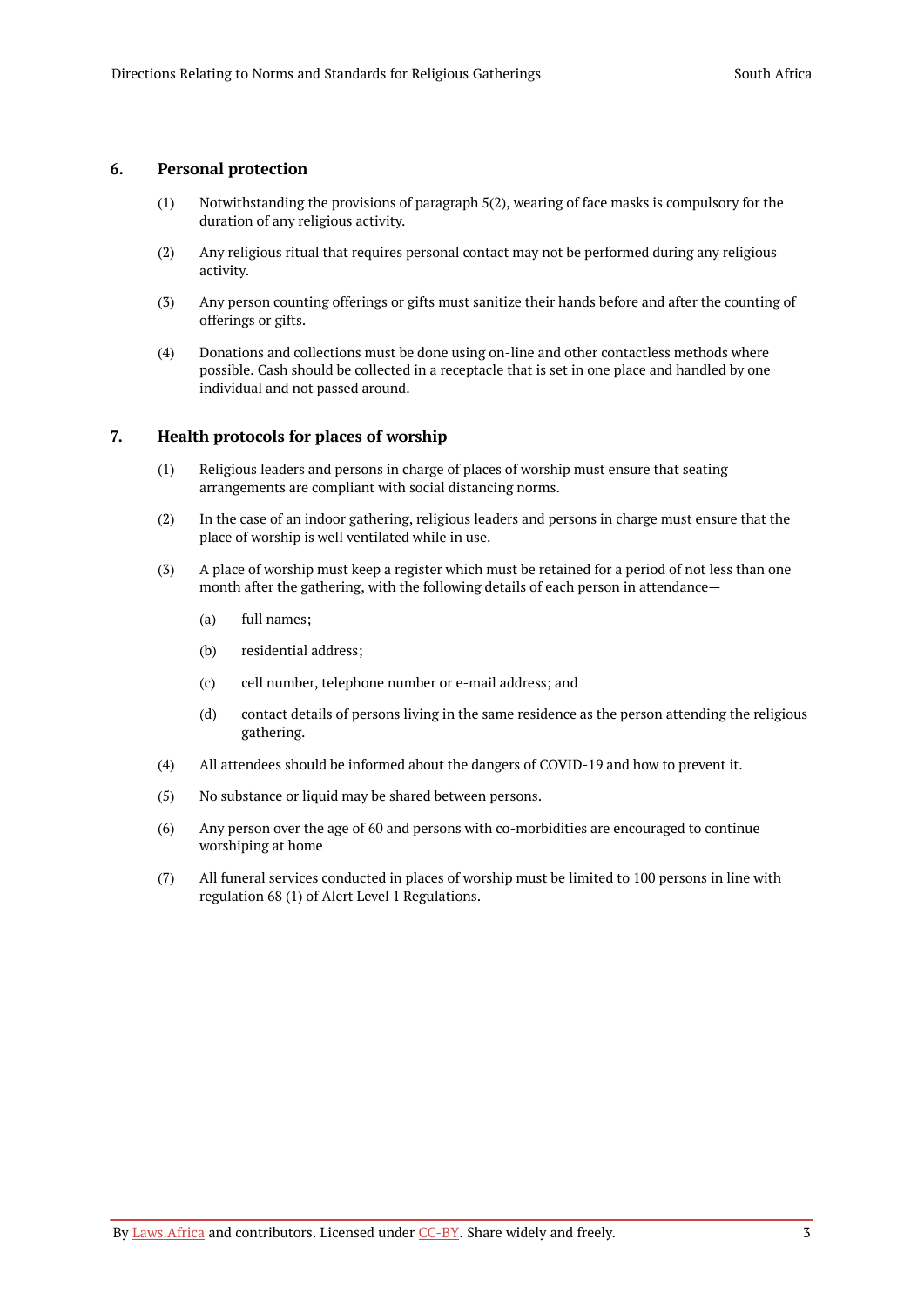### 6. Personal protection

(1) Notwithstanding the provisions of paragraph 5(2), wearing of face masks is compulsory for the duration of any religious activity.

(2) Any religious ritual that requires personal contact may not be performed during any religious activity.

(3) Any person counting offerings or gifts must sanitize their hands before and after the counting of offerings or gifts.

(4) Donations and collections must be done using on-line and other contactless methods where possible. Cash should be collected in a receptacle that is set in one place and handled by one individual and not passed around.

### 7. Health protocols for places of worship

(1) Religious leaders and persons in charge of places of worship must ensure that seating arrangements are compliant with social distancing norms.

(2) In the case of an indoor gathering, religious leaders and persons in charge must ensure that the place of worship is well ventilated while in use.

(3) A place of worship must keep a register which must be retained for a period of not less than one month after the gathering, with the following details of each person in attendance—

(a) full names;

(b) residential address;

(c) cell number, telephone number or e-mail address; and

(d) contact details of persons living in the same residence as the person attending the religious gathering.

(4) All attendees should be informed about the dangers of COVID-19 and how to prevent it.

(5) No substance or liquid may be shared between persons.

(6) Any person over the age of 60 and persons with co-morbidities are encouraged to continue worshiping at home

(7) All funeral services conducted in places of worship must be limited to 100 persons in line with regulation 68 (1) of Alert Level 1 Regulations.